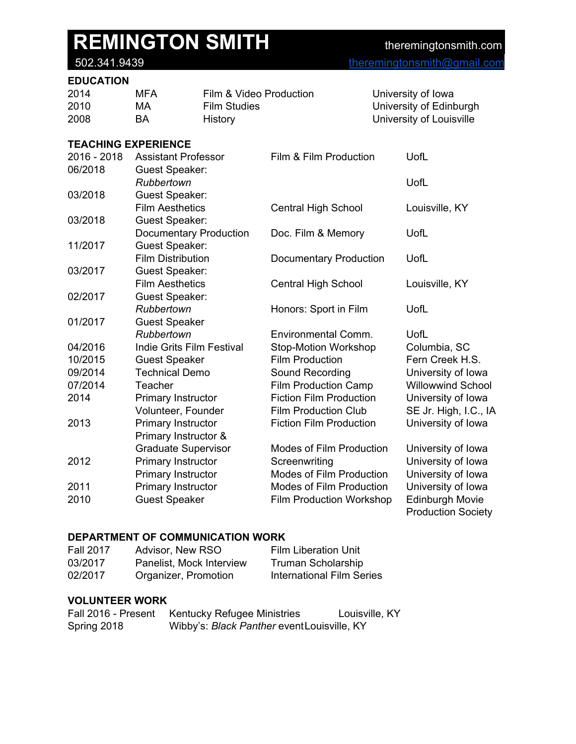# REMINGTON SMITH

theremingtonsmith.com
502.341.9439
theremingtonsmith@gmail.com

## EDUCATION

| | | | |
|---|---|---|---|
| 2014 | MFA | Film & Video Production | University of Iowa |
| 2010 | MA | Film Studies | University of Edinburgh |
| 2008 | BA | History | University of Louisville |

## TEACHING EXPERIENCE

| | | | |
|---|---|---|---|
| 2016 - 2018 | Assistant Professor | Film & Film Production | UofL |
| 06/2018 | Guest Speaker: *Rubbertown* | | UofL |
| 03/2018 | Guest Speaker: Film Aesthetics | Central High School | Louisville, KY |
| 03/2018 | Guest Speaker: Documentary Production | Doc. Film & Memory | UofL |
| 11/2017 | Guest Speaker: Film Distribution | Documentary Production | UofL |
| 03/2017 | Guest Speaker: Film Aesthetics | Central High School | Louisville, KY |
| 02/2017 | Guest Speaker: *Rubbertown* | Honors: Sport in Film | UofL |
| 01/2017 | Guest Speaker *Rubbertown* | Environmental Comm. | UofL |
| 04/2016 | Indie Grits Film Festival | Stop-Motion Workshop | Columbia, SC |
| 10/2015 | Guest Speaker | Film Production | Fern Creek H.S. |
| 09/2014 | Technical Demo | Sound Recording | University of Iowa |
| 07/2014 | Teacher | Film Production Camp | Willowwind School |
| 2014 | Primary Instructor | Fiction Film Production | University of Iowa |
| | Volunteer, Founder | Film Production Club | SE Jr. High, I.C., IA |
| 2013 | Primary Instructor | Fiction Film Production | University of Iowa |
| | Primary Instructor & Graduate Supervisor | Modes of Film Production | University of Iowa |
| 2012 | Primary Instructor | Screenwriting | University of Iowa |
| | Primary Instructor | Modes of Film Production | University of Iowa |
| 2011 | Primary Instructor | Modes of Film Production | University of Iowa |
| 2010 | Guest Speaker | Film Production Workshop | Edinburgh Movie Production Society |

## DEPARTMENT OF COMMUNICATION WORK

| | | |
|---|---|---|
| Fall 2017 | Advisor, New RSO | Film Liberation Unit |
| 03/2017 | Panelist, Mock Interview | Truman Scholarship |
| 02/2017 | Organizer, Promotion | International Film Series |

## VOLUNTEER WORK

| | | |
|---|---|---|
| Fall 2016 - Present | Kentucky Refugee Ministries | Louisville, KY |
| Spring 2018 | Wibby's: *Black Panther* event | Louisville, KY |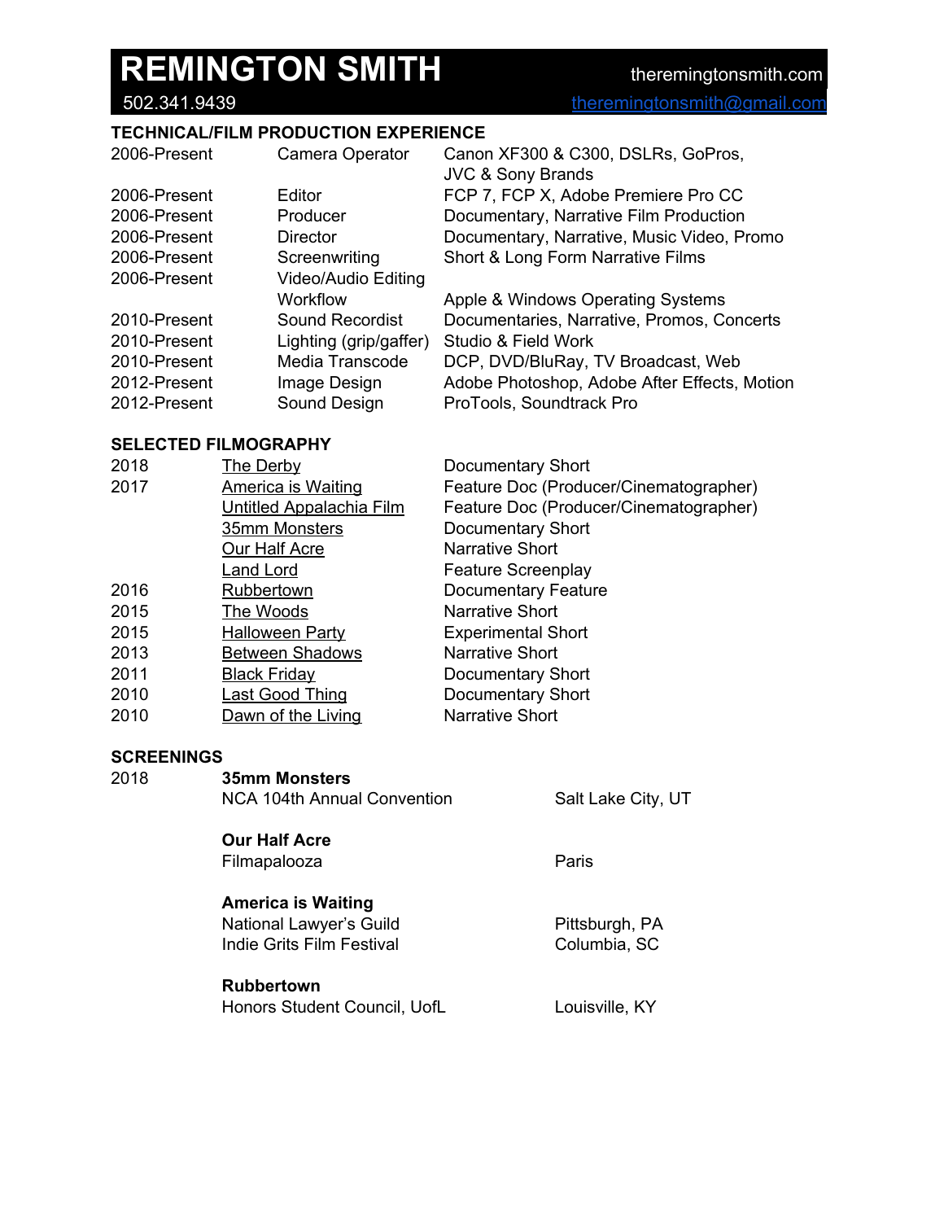# REMINGTON SMITH

theremingtonsmith.com
502.341.9439
theremingtonsmith@gmail.com

## TECHNICAL/FILM PRODUCTION EXPERIENCE

| | | |
|---|---|---|
| 2006-Present | Camera Operator | Canon XF300 & C300, DSLRs, GoPros, JVC & Sony Brands |
| 2006-Present | Editor | FCP 7, FCP X, Adobe Premiere Pro CC |
| 2006-Present | Producer | Documentary, Narrative Film Production |
| 2006-Present | Director | Documentary, Narrative, Music Video, Promo |
| 2006-Present | Screenwriting | Short & Long Form Narrative Films |
| 2006-Present | Video/Audio Editing Workflow | Apple & Windows Operating Systems |
| 2010-Present | Sound Recordist | Documentaries, Narrative, Promos, Concerts |
| 2010-Present | Lighting (grip/gaffer) | Studio & Field Work |
| 2010-Present | Media Transcode | DCP, DVD/BluRay, TV Broadcast, Web |
| 2012-Present | Image Design | Adobe Photoshop, Adobe After Effects, Motion |
| 2012-Present | Sound Design | ProTools, Soundtrack Pro |

## SELECTED FILMOGRAPHY

| | | |
|---|---|---|
| 2018 | The Derby | Documentary Short |
| 2017 | America is Waiting | Feature Doc (Producer/Cinematographer) |
| | Untitled Appalachia Film | Feature Doc (Producer/Cinematographer) |
| | 35mm Monsters | Documentary Short |
| | Our Half Acre | Narrative Short |
| | Land Lord | Feature Screenplay |
| 2016 | Rubbertown | Documentary Feature |
| 2015 | The Woods | Narrative Short |
| 2015 | Halloween Party | Experimental Short |
| 2013 | Between Shadows | Narrative Short |
| 2011 | Black Friday | Documentary Short |
| 2010 | Last Good Thing | Documentary Short |
| 2010 | Dawn of the Living | Narrative Short |

## SCREENINGS

2018

**35mm Monsters**
NCA 104th Annual Convention — Salt Lake City, UT

**Our Half Acre**
Filmapalooza — Paris

**America is Waiting**
National Lawyer's Guild — Pittsburgh, PA
Indie Grits Film Festival — Columbia, SC

**Rubbertown**
Honors Student Council, UofL — Louisville, KY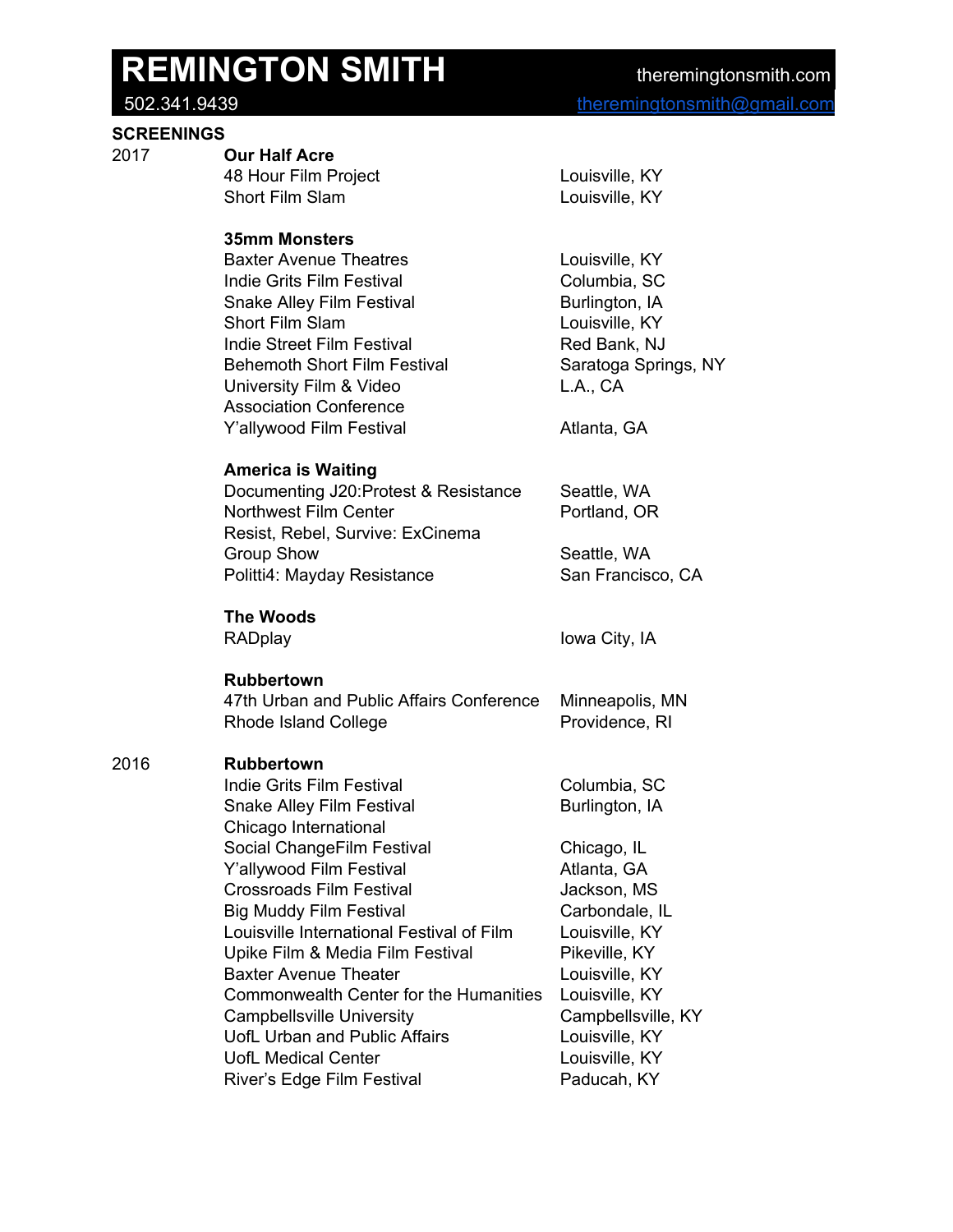# REMINGTON SMITH

theremingtonsmith.com
502.341.9439
theremingtonsmith@gmail.com

## SCREENINGS

### 2017

**Our Half Acre**

| | |
|---|---|
| 48 Hour Film Project | Louisville, KY |
| Short Film Slam | Louisville, KY |

**35mm Monsters**

| | |
|---|---|
| Baxter Avenue Theatres | Louisville, KY |
| Indie Grits Film Festival | Columbia, SC |
| Snake Alley Film Festival | Burlington, IA |
| Short Film Slam | Louisville, KY |
| Indie Street Film Festival | Red Bank, NJ |
| Behemoth Short Film Festival | Saratoga Springs, NY |
| University Film & Video Association Conference | L.A., CA |
| Y'allywood Film Festival | Atlanta, GA |

**America is Waiting**

| | |
|---|---|
| Documenting J20:Protest & Resistance | Seattle, WA |
| Northwest Film Center | Portland, OR |
| Resist, Rebel, Survive: ExCinema Group Show | Seattle, WA |
| Politti4: Mayday Resistance | San Francisco, CA |

**The Woods**

| | |
|---|---|
| RADplay | Iowa City, IA |

**Rubbertown**

| | |
|---|---|
| 47th Urban and Public Affairs Conference | Minneapolis, MN |
| Rhode Island College | Providence, RI |

### 2016

**Rubbertown**

| | |
|---|---|
| Indie Grits Film Festival | Columbia, SC |
| Snake Alley Film Festival | Burlington, IA |
| Chicago International Social ChangeFilm Festival | Chicago, IL |
| Y'allywood Film Festival | Atlanta, GA |
| Crossroads Film Festival | Jackson, MS |
| Big Muddy Film Festival | Carbondale, IL |
| Louisville International Festival of Film | Louisville, KY |
| Upike Film & Media Film Festival | Pikeville, KY |
| Baxter Avenue Theater | Louisville, KY |
| Commonwealth Center for the Humanities | Louisville, KY |
| Campbellsville University | Campbellsville, KY |
| UofL Urban and Public Affairs | Louisville, KY |
| UofL Medical Center | Louisville, KY |
| River's Edge Film Festival | Paducah, KY |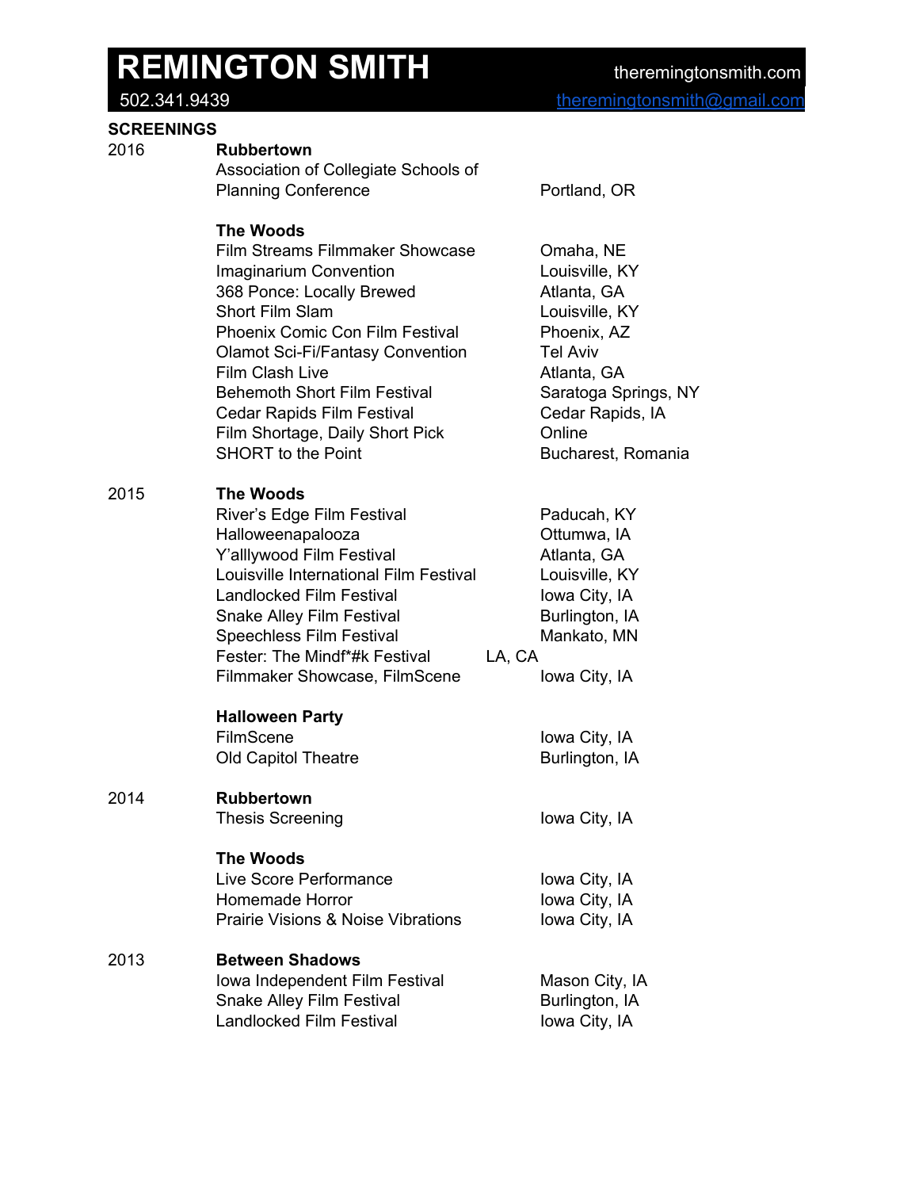# REMINGTON SMITH

theremingtonsmith.com
502.341.9439
theremingtonsmith@gmail.com

## SCREENINGS

### 2016

**Rubbertown**

| Event | Location |
|---|---|
| Association of Collegiate Schools of Planning Conference | Portland, OR |

**The Woods**

| Event | Location |
|---|---|
| Film Streams Filmmaker Showcase | Omaha, NE |
| Imaginarium Convention | Louisville, KY |
| 368 Ponce: Locally Brewed | Atlanta, GA |
| Short Film Slam | Louisville, KY |
| Phoenix Comic Con Film Festival | Phoenix, AZ |
| Olamot Sci-Fi/Fantasy Convention | Tel Aviv |
| Film Clash Live | Atlanta, GA |
| Behemoth Short Film Festival | Saratoga Springs, NY |
| Cedar Rapids Film Festival | Cedar Rapids, IA |
| Film Shortage, Daily Short Pick | Online |
| SHORT to the Point | Bucharest, Romania |

### 2015

**The Woods**

| Event | Location |
|---|---|
| River's Edge Film Festival | Paducah, KY |
| Halloweenapalooza | Ottumwa, IA |
| Y'alllywood Film Festival | Atlanta, GA |
| Louisville International Film Festival | Louisville, KY |
| Landlocked Film Festival | Iowa City, IA |
| Snake Alley Film Festival | Burlington, IA |
| Speechless Film Festival | Mankato, MN |
| Fester: The Mindf*#k Festival | LA, CA |
| Filmmaker Showcase, FilmScene | Iowa City, IA |

**Halloween Party**

| Event | Location |
|---|---|
| FilmScene | Iowa City, IA |
| Old Capitol Theatre | Burlington, IA |

### 2014

**Rubbertown**

| Event | Location |
|---|---|
| Thesis Screening | Iowa City, IA |

**The Woods**

| Event | Location |
|---|---|
| Live Score Performance | Iowa City, IA |
| Homemade Horror | Iowa City, IA |
| Prairie Visions & Noise Vibrations | Iowa City, IA |

### 2013

**Between Shadows**

| Event | Location |
|---|---|
| Iowa Independent Film Festival | Mason City, IA |
| Snake Alley Film Festival | Burlington, IA |
| Landlocked Film Festival | Iowa City, IA |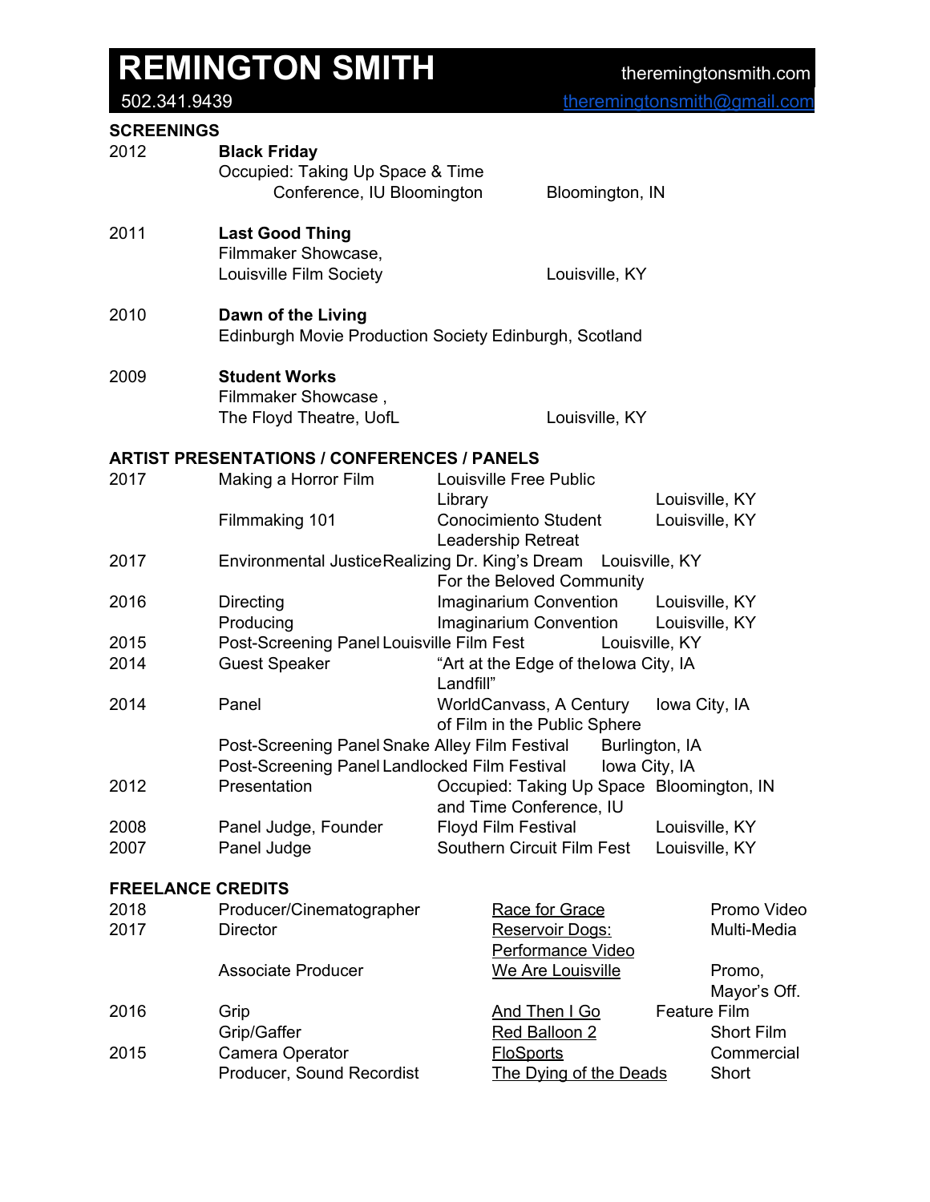# REMINGTON SMITH

theremingtonsmith.com
502.341.9439
theremingtonsmith@gmail.com

## SCREENINGS

| | | |
|---|---|---|
| 2012 | **Black Friday**<br>Occupied: Taking Up Space & Time Conference, IU Bloomington | Bloomington, IN |
| 2011 | **Last Good Thing**<br>Filmmaker Showcase, Louisville Film Society | Louisville, KY |
| 2010 | **Dawn of the Living**<br>Edinburgh Movie Production Society | Edinburgh, Scotland |
| 2009 | **Student Works**<br>Filmmaker Showcase , The Floyd Theatre, UofL | Louisville, KY |

## ARTIST PRESENTATIONS / CONFERENCES / PANELS

| | | | |
|---|---|---|---|
| 2017 | Making a Horror Film | Louisville Free Public Library | Louisville, KY |
| | Filmmaking 101 | Conocimiento Student Leadership Retreat | Louisville, KY |
| 2017 | Environmental Justice | Realizing Dr. King's Dream For the Beloved Community | Louisville, KY |
| 2016 | Directing | Imaginarium Convention | Louisville, KY |
| | Producing | Imaginarium Convention | Louisville, KY |
| 2015 | Post-Screening Panel | Louisville Film Fest | Louisville, KY |
| 2014 | Guest Speaker | "Art at the Edge of the Landfill" | Iowa City, IA |
| 2014 | Panel | WorldCanvass, A Century of Film in the Public Sphere | Iowa City, IA |
| | Post-Screening Panel | Snake Alley Film Festival | Burlington, IA |
| | Post-Screening Panel | Landlocked Film Festival | Iowa City, IA |
| 2012 | Presentation | Occupied: Taking Up Space and Time Conference, IU | Bloomington, IN |
| 2008 | Panel Judge, Founder | Floyd Film Festival | Louisville, KY |
| 2007 | Panel Judge | Southern Circuit Film Fest | Louisville, KY |

## FREELANCE CREDITS

| | | | |
|---|---|---|---|
| 2018 | Producer/Cinematographer | Race for Grace | Promo Video |
| 2017 | Director | Reservoir Dogs: Performance Video | Multi-Media |
| | Associate Producer | We Are Louisville | Promo, Mayor's Off. |
| 2016 | Grip | And Then I Go | Feature Film |
| | Grip/Gaffer | Red Balloon 2 | Short Film |
| 2015 | Camera Operator | FloSports | Commercial |
| | Producer, Sound Recordist | The Dying of the Deads | Short |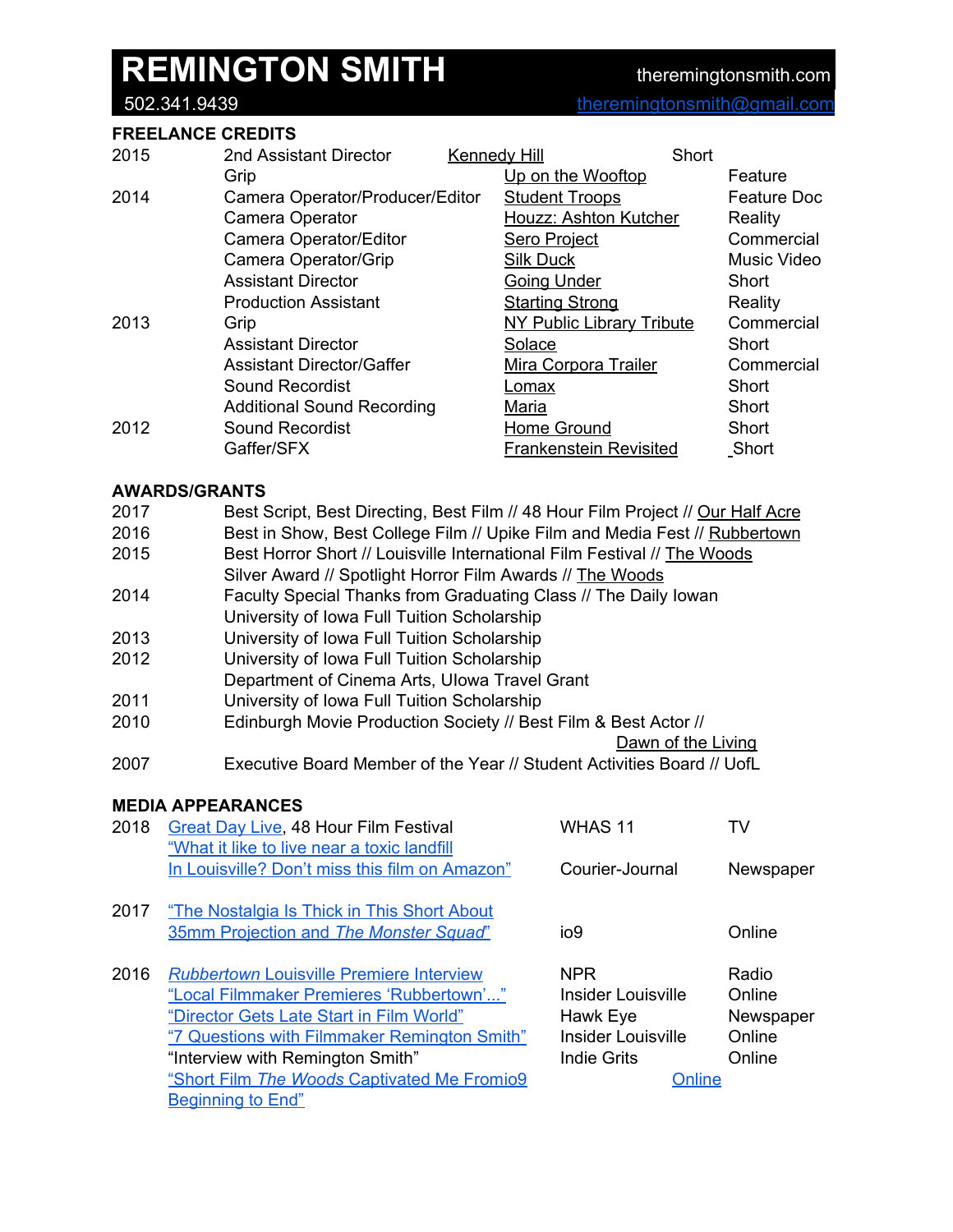# REMINGTON SMITH

theremingtonsmith.com

502.341.9439 | theremingtonsmith@gmail.com

## FREELANCE CREDITS

| Year | Role | Title | Type |
|---|---|---|---|
| 2015 | 2nd Assistant Director | Kennedy Hill | Short |
| | Grip | Up on the Wooftop | Feature |
| 2014 | Camera Operator/Producer/Editor | Student Troops | Feature Doc |
| | Camera Operator | Houzz: Ashton Kutcher | Reality |
| | Camera Operator/Editor | Sero Project | Commercial |
| | Camera Operator/Grip | Silk Duck | Music Video |
| | Assistant Director | Going Under | Short |
| | Production Assistant | Starting Strong | Reality |
| 2013 | Grip | NY Public Library Tribute | Commercial |
| | Assistant Director | Solace | Short |
| | Assistant Director/Gaffer | Mira Corpora Trailer | Commercial |
| | Sound Recordist | Lomax | Short |
| | Additional Sound Recording | Maria | Short |
| 2012 | Sound Recordist | Home Ground | Short |
| | Gaffer/SFX | Frankenstein Revisited | Short |

## AWARDS/GRANTS

| Year | Award |
|---|---|
| 2017 | Best Script, Best Directing, Best Film // 48 Hour Film Project // Our Half Acre |
| 2016 | Best in Show, Best College Film // Upike Film and Media Fest // Rubbertown |
| 2015 | Best Horror Short // Louisville International Film Festival // The Woods |
| | Silver Award // Spotlight Horror Film Awards // The Woods |
| 2014 | Faculty Special Thanks from Graduating Class // The Daily Iowan |
| | University of Iowa Full Tuition Scholarship |
| 2013 | University of Iowa Full Tuition Scholarship |
| 2012 | University of Iowa Full Tuition Scholarship |
| | Department of Cinema Arts, UIowa Travel Grant |
| 2011 | University of Iowa Full Tuition Scholarship |
| 2010 | Edinburgh Movie Production Society // Best Film & Best Actor // Dawn of the Living |
| 2007 | Executive Board Member of the Year // Student Activities Board // UofL |

## MEDIA APPEARANCES

| Year | Title | Outlet | Medium |
|---|---|---|---|
| 2018 | Great Day Live, 48 Hour Film Festival | WHAS 11 | TV |
| | "What it like to live near a toxic landfill In Louisville? Don't miss this film on Amazon" | Courier-Journal | Newspaper |
| 2017 | "The Nostalgia Is Thick in This Short About 35mm Projection and *The Monster Squad*" | io9 | Online |
| 2016 | *Rubbertown* Louisville Premiere Interview | NPR | Radio |
| | "Local Filmmaker Premieres 'Rubbertown'..." | Insider Louisville | Online |
| | "Director Gets Late Start in Film World" | Hawk Eye | Newspaper |
| | "7 Questions with Filmmaker Remington Smith" | Insider Louisville | Online |
| | "Interview with Remington Smith" | Indie Grits | Online |
| | "Short Film *The Woods* Captivated Me Fromio9 Beginning to End" | | Online |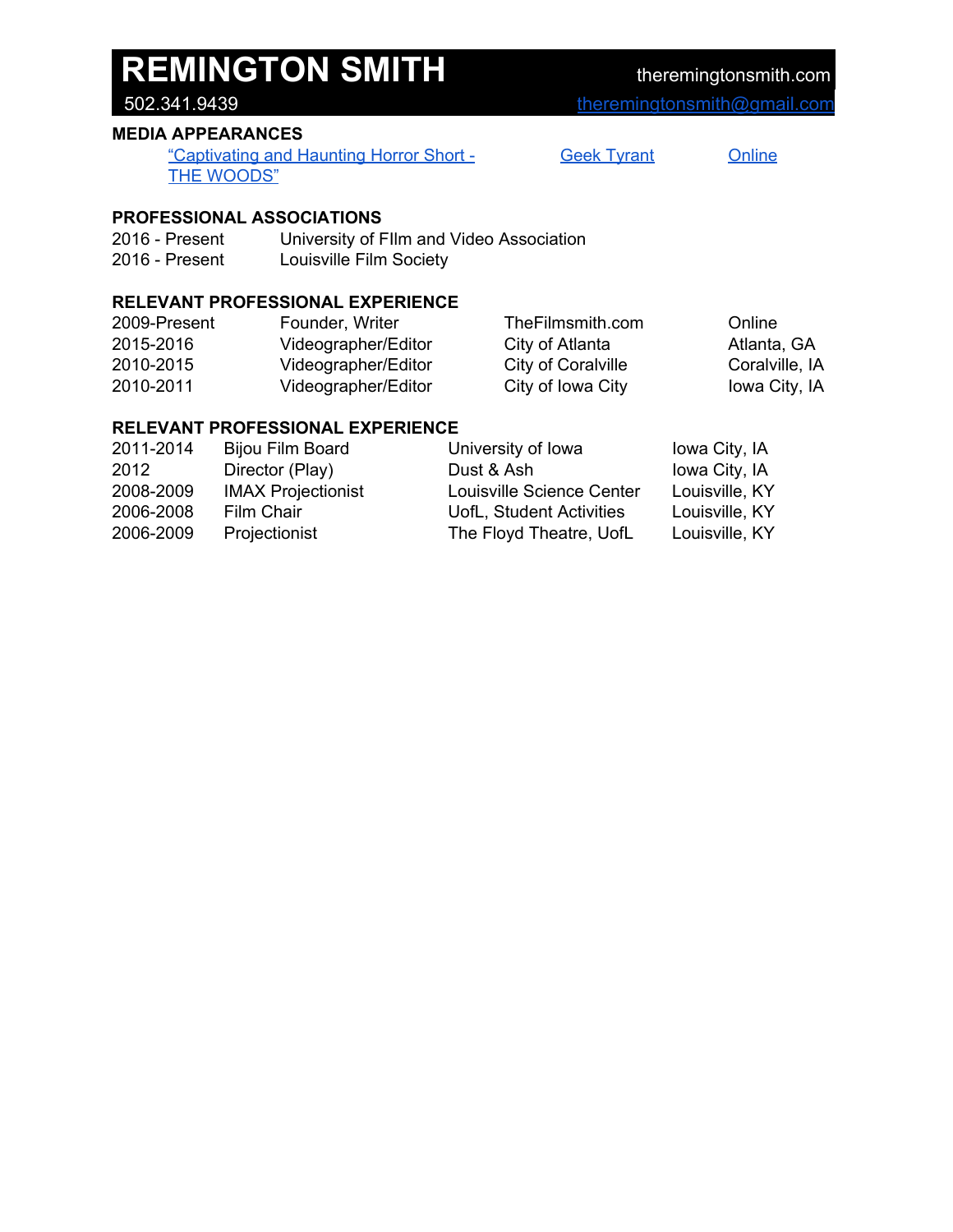# REMINGTON SMITH

theremingtonsmith.com
502.341.9439
theremingtonsmith@gmail.com

## MEDIA APPEARANCES

| | | |
|---|---|---|
| "Captivating and Haunting Horror Short - THE WOODS" | Geek Tyrant | Online |

## PROFESSIONAL ASSOCIATIONS

| | |
|---|---|
| 2016 - Present | University of FIlm and Video Association |
| 2016 - Present | Louisville Film Society |

## RELEVANT PROFESSIONAL EXPERIENCE

| | | | |
|---|---|---|---|
| 2009-Present | Founder, Writer | TheFilmsmith.com | Online |
| 2015-2016 | Videographer/Editor | City of Atlanta | Atlanta, GA |
| 2010-2015 | Videographer/Editor | City of Coralville | Coralville, IA |
| 2010-2011 | Videographer/Editor | City of Iowa City | Iowa City, IA |

## RELEVANT PROFESSIONAL EXPERIENCE

| | | | |
|---|---|---|---|
| 2011-2014 | Bijou Film Board | University of Iowa | Iowa City, IA |
| 2012 | Director (Play) | Dust & Ash | Iowa City, IA |
| 2008-2009 | IMAX Projectionist | Louisville Science Center | Louisville, KY |
| 2006-2008 | Film Chair | UofL, Student Activities | Louisville, KY |
| 2006-2009 | Projectionist | The Floyd Theatre, UofL | Louisville, KY |